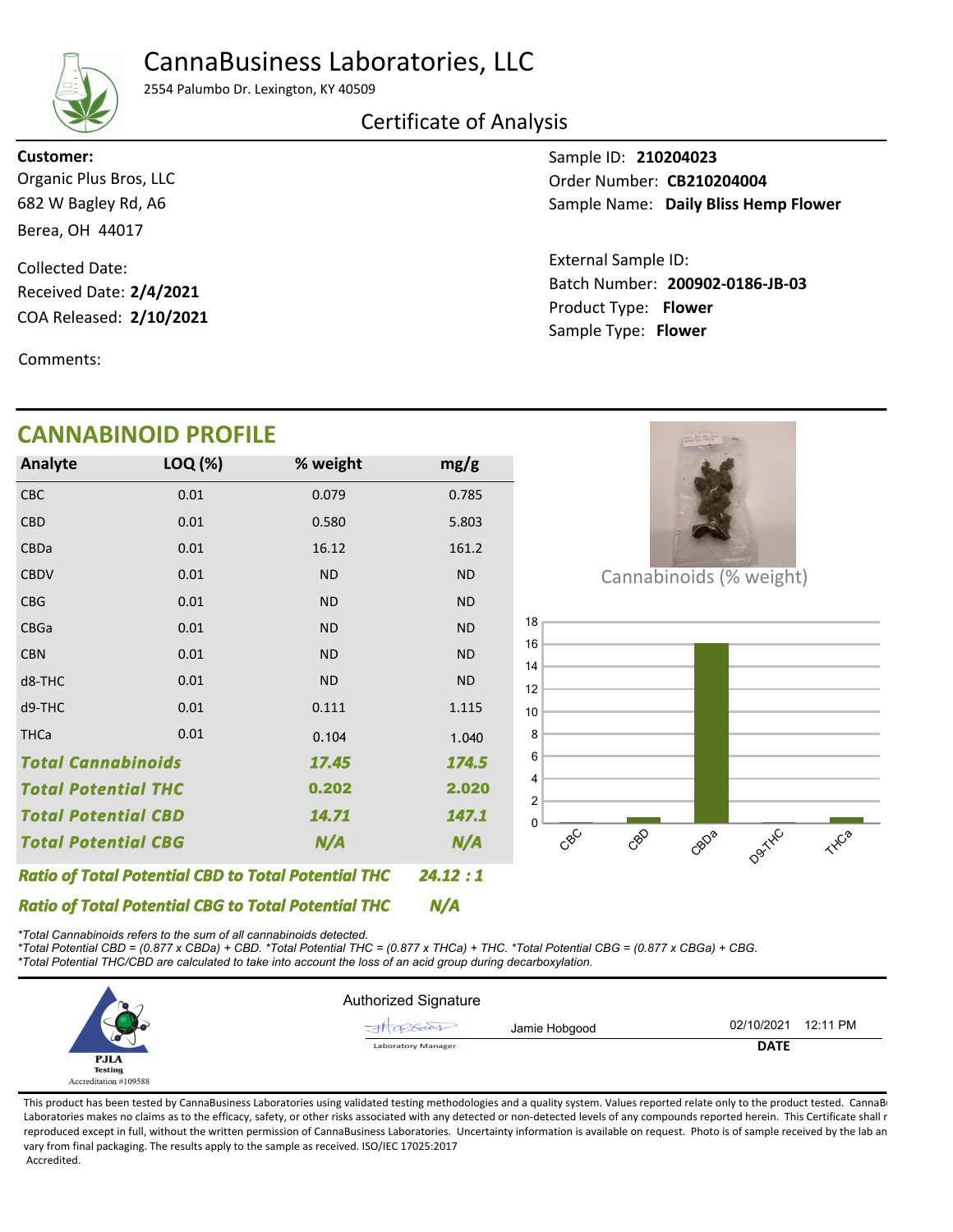# CannaBusiness Laboratories, LLC

2554 Palumbo Dr. Lexington, KY 40509

## Certificate of Analysis

**Customer:**
Organic Plus Bros, LLC
682 W Bagley Rd, A6
Berea, OH 44017

Collected Date:
Received Date: **2/4/2021**
COA Released: **2/10/2021**

Comments:

Sample ID: **210204023**
Order Number: **CB210204004**
Sample Name: **Daily Bliss Hemp Flower**

External Sample ID:
Batch Number: **200902-0186-JB-03**
Product Type: **Flower**
Sample Type: **Flower**

## CANNABINOID PROFILE

| Analyte | LOQ (%) | % weight | mg/g |
|---|---|---|---|
| CBC | 0.01 | 0.079 | 0.785 |
| CBD | 0.01 | 0.580 | 5.803 |
| CBDa | 0.01 | 16.12 | 161.2 |
| CBDV | 0.01 | ND | ND |
| CBG | 0.01 | ND | ND |
| CBGa | 0.01 | ND | ND |
| CBN | 0.01 | ND | ND |
| d8-THC | 0.01 | ND | ND |
| d9-THC | 0.01 | 0.111 | 1.115 |
| THCa | 0.01 | 0.104 | 1.040 |
| ***Total Cannabinoids*** | | ***17.45*** | ***174.5*** |
| ***Total Potential THC*** | | ***0.202*** | ***2.020*** |
| ***Total Potential CBD*** | | ***14.71*** | ***147.1*** |
| ***Total Potential CBG*** | | ***N/A*** | ***N/A*** |

***Ratio of Total Potential CBD to Total Potential THC*** ***24.12 : 1***

***Ratio of Total Potential CBG to Total Potential THC*** ***N/A***

Cannabinoids (% weight)

*\*Total Cannabinoids refers to the sum of all cannabinoids detected.*
*\*Total Potential CBD = (0.877 x CBDa) + CBD. \*Total Potential THC = (0.877 x THCa) + THC. \*Total Potential CBG = (0.877 x CBGa) + CBG.*
*\*Total Potential THC/CBD are calculated to take into account the loss of an acid group during decarboxylation.*

PJLA Testing
Accreditation #109588

Authorized Signature

Jamie Hobgood — Laboratory Manager — 02/10/2021 12:11 PM

**DATE**

This product has been tested by CannaBusiness Laboratories using validated testing methodologies and a quality system. Values reported relate only to the product tested. CannaBusiness Laboratories makes no claims as to the efficacy, safety, or other risks associated with any detected or non-detected levels of any compounds reported herein. This Certificate shall not be reproduced except in full, without the written permission of CannaBusiness Laboratories. Uncertainty information is available on request. Photo is of sample received by the lab and may vary from final packaging. The results apply to the sample as received. ISO/IEC 17025:2017 Accredited.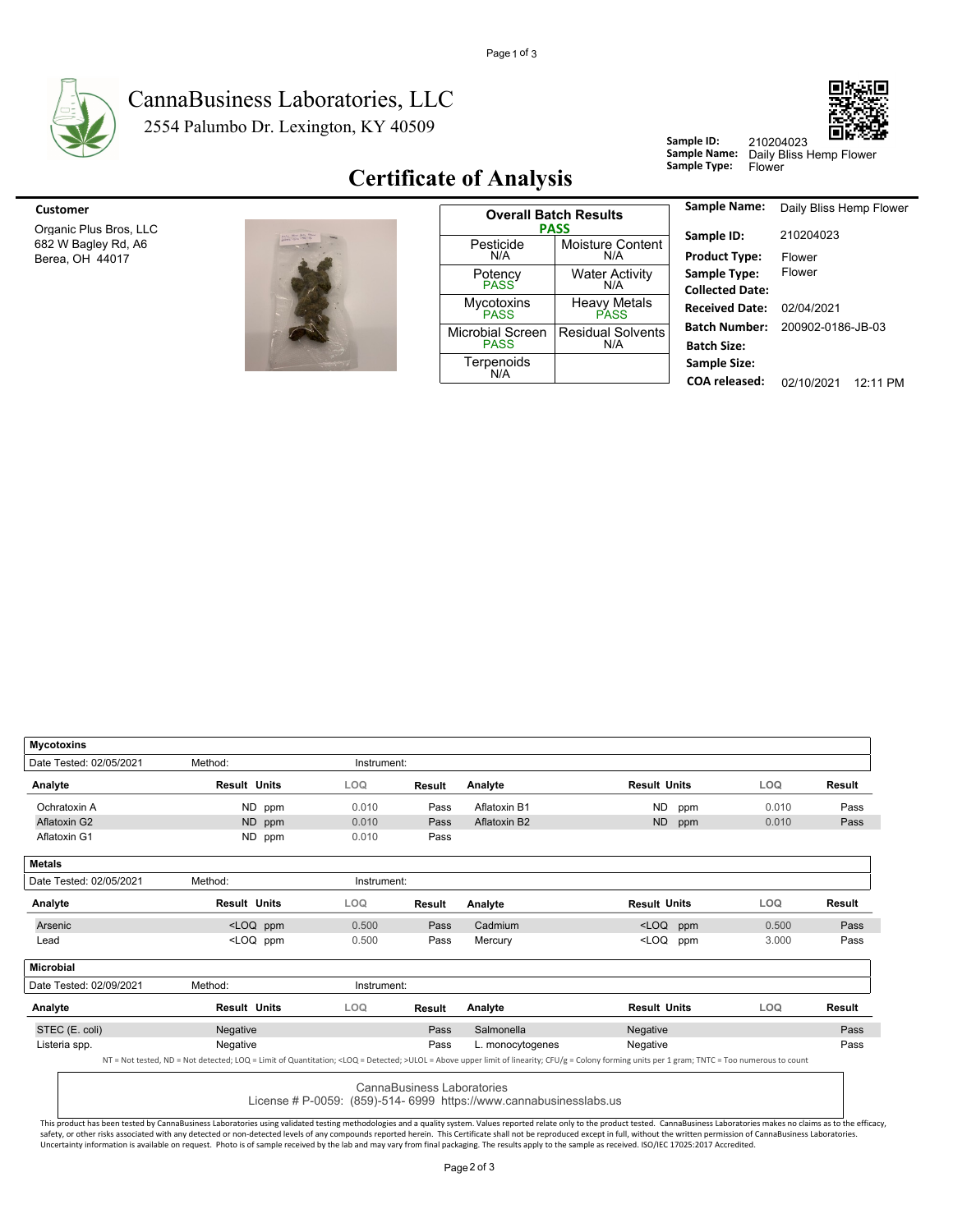# CannaBusiness Laboratories, LLC

2554 Palumbo Dr. Lexington, KY 40509

**Sample ID:** 210204023
**Sample Name:** Daily Bliss Hemp Flower
**Sample Type:** Flower

## Certificate of Analysis

**Customer**

Organic Plus Bros, LLC
682 W Bagley Rd, A6
Berea, OH 44017

| Overall Batch Results PASS | |
|---|---|
| Pesticide N/A | Moisture Content N/A |
| Potency PASS | Water Activity N/A |
| Mycotoxins PASS | Heavy Metals PASS |
| Microbial Screen PASS | Residual Solvents N/A |
| Terpenoids N/A | |

| | |
|---|---|
| **Sample Name:** | Daily Bliss Hemp Flower |
| **Sample ID:** | 210204023 |
| **Product Type:** | Flower |
| **Sample Type:** | Flower |
| **Collected Date:** | |
| **Received Date:** | 02/04/2021 |
| **Batch Number:** | 200902-0186-JB-03 |
| **Batch Size:** | |
| **Sample Size:** | |
| **COA released:** | 02/10/2021 12:11 PM |

### Mycotoxins

Date Tested: 02/05/2021 Method: Instrument:

| Analyte | Result | Units | LOQ | Result | Analyte | Result | Units | LOQ | Result |
|---|---|---|---|---|---|---|---|---|---|
| Ochratoxin A | ND | ppm | 0.010 | Pass | Aflatoxin B1 | ND | ppm | 0.010 | Pass |
| Aflatoxin G2 | ND | ppm | 0.010 | Pass | Aflatoxin B2 | ND | ppm | 0.010 | Pass |
| Aflatoxin G1 | ND | ppm | 0.010 | Pass | | | | | |

### Metals

Date Tested: 02/05/2021 Method: Instrument:

| Analyte | Result | Units | LOQ | Result | Analyte | Result | Units | LOQ | Result |
|---|---|---|---|---|---|---|---|---|---|
| Arsenic | <LOQ | ppm | 0.500 | Pass | Cadmium | <LOQ | ppm | 0.500 | Pass |
| Lead | <LOQ | ppm | 0.500 | Pass | Mercury | <LOQ | ppm | 3.000 | Pass |

### Microbial

Date Tested: 02/09/2021 Method: Instrument:

| Analyte | Result | Units | LOQ | Result | Analyte | Result | Units | LOQ | Result |
|---|---|---|---|---|---|---|---|---|---|
| STEC (E. coli) | Negative | | | Pass | Salmonella | Negative | | | Pass |
| Listeria spp. | Negative | | | Pass | L. monocytogenes | Negative | | | Pass |

NT = Not tested, ND = Not detected; LOQ = Limit of Quantitation; <LOQ = Detected; >ULOL = Above upper limit of linearity; CFU/g = Colony forming units per 1 gram; TNTC = Too numerous to count

CannaBusiness Laboratories
License # P-0059: (859)-514- 6999 https://www.cannabusinesslabs.us

This product has been tested by CannaBusiness Laboratories using validated testing methodologies and a quality system. Values reported relate only to the product tested. CannaBusiness Laboratories makes no claims as to the efficacy, safety, or other risks associated with any detected or non-detected levels of any compounds reported herein. This Certificate shall not be reproduced except in full, without the written permission of CannaBusiness Laboratories. Uncertainty information is available on request. Photo is of sample received by the lab and may vary from final packaging. The results apply to the sample as received. ISO/IEC 17025:2017 Accredited.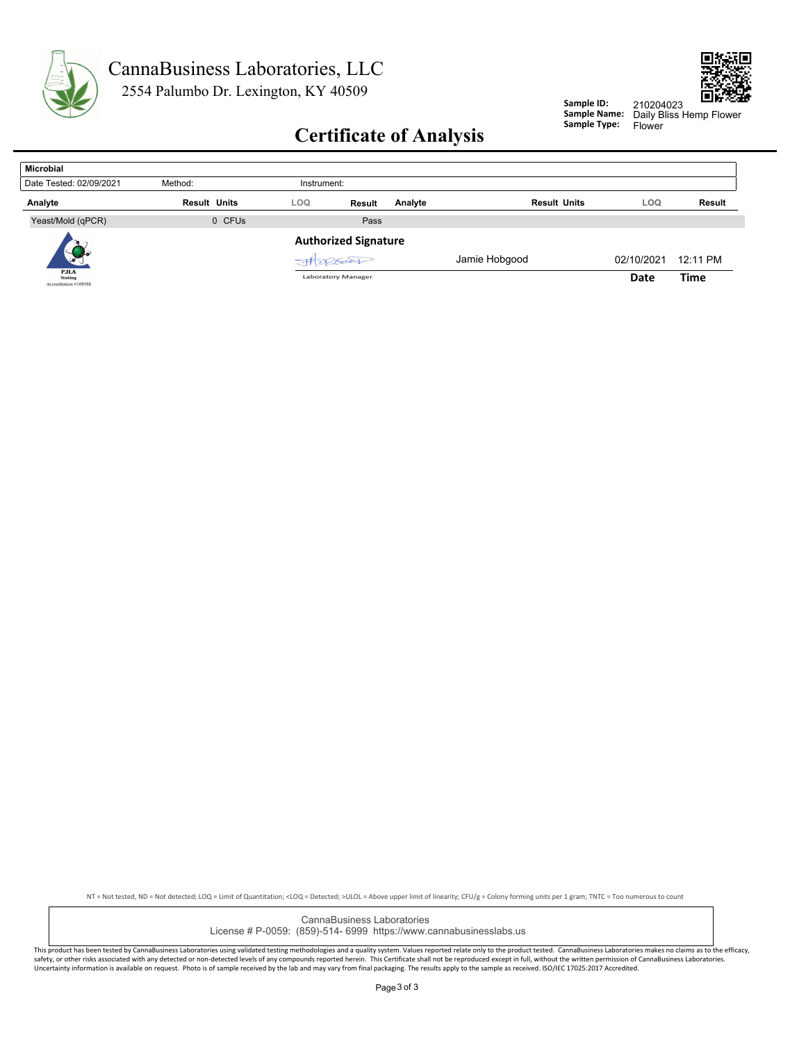# CannaBusiness Laboratories, LLC

2554 Palumbo Dr. Lexington, KY 40509

**Sample ID:** 210204023
**Sample Name:** Daily Bliss Hemp Flower
**Sample Type:** Flower

## Certificate of Analysis

**Microbial**

Date Tested: 02/09/2021 Method: Instrument:

| Analyte | Result | Units | LOQ | Result | Analyte | Result | Units | LOQ | Result |
|---|---|---|---|---|---|---|---|---|---|
| Yeast/Mold (qPCR) | 0 | CFUs | | Pass | | | | | |

PJLA Testing Accreditation #109588

**Authorized Signature**

Jamie Hobgood — Laboratory Manager

| Date | Time |
|---|---|
| 02/10/2021 | 12:11 PM |

NT = Not tested, ND = Not detected; LOQ = Limit of Quantitation; <LOQ = Detected; >ULOL = Above upper limit of linearity; CFU/g = Colony forming units per 1 gram; TNTC = Too numerous to count

CannaBusiness Laboratories
License # P-0059: (859)-514- 6999 https://www.cannabusinesslabs.us

This product has been tested by CannaBusiness Laboratories using validated testing methodologies and a quality system. Values reported relate only to the product tested. CannaBusiness Laboratories makes no claims as to the efficacy, safety, or other risks associated with any detected or non-detected levels of any compounds reported herein. This Certificate shall not be reproduced except in full, without the written permission of CannaBusiness Laboratories. Uncertainty information is available on request. Photo is of sample received by the lab and may vary from final packaging. The results apply to the sample as received. ISO/IEC 17025:2017 Accredited.